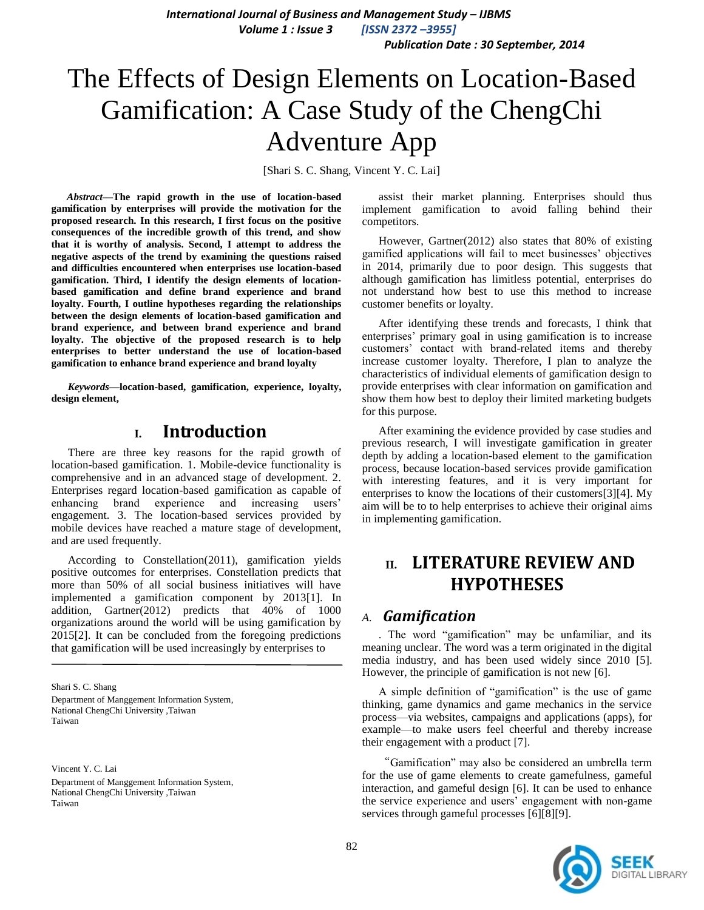# The Effects of Design Elements on Location-Based Gamification: A Case Study of the ChengChi Adventure App

[Shari S. C. Shang, Vincent Y. C. Lai]

***Abstract*—The rapid growth in the use of location-based gamification by enterprises will provide the motivation for the proposed research. In this research, I first focus on the positive consequences of the incredible growth of this trend, and show that it is worthy of analysis. Second, I attempt to address the negative aspects of the trend by examining the questions raised and difficulties encountered when enterprises use location-based gamification. Third, I identify the design elements of location-based gamification and define brand experience and brand loyalty. Fourth, I outline hypotheses regarding the relationships between the design elements of location-based gamification and brand experience, and between brand experience and brand loyalty. The objective of the proposed research is to help enterprises to better understand the use of location-based gamification to enhance brand experience and brand loyalty**

***Keywords*—location-based, gamification, experience, loyalty, design element,**

## I. Introduction

There are three key reasons for the rapid growth of location-based gamification. 1. Mobile-device functionality is comprehensive and in an advanced stage of development. 2. Enterprises regard location-based gamification as capable of enhancing brand experience and increasing users' engagement. 3. The location-based services provided by mobile devices have reached a mature stage of development, and are used frequently.

According to Constellation(2011), gamification yields positive outcomes for enterprises. Constellation predicts that more than 50% of all social business initiatives will have implemented a gamification component by 2013[1]. In addition, Gartner(2012) predicts that 40% of 1000 organizations around the world will be using gamification by 2015[2]. It can be concluded from the foregoing predictions that gamification will be used increasingly by enterprises to assist their market planning. Enterprises should thus implement gamification to avoid falling behind their competitors.

However, Gartner(2012) also states that 80% of existing gamified applications will fail to meet businesses' objectives in 2014, primarily due to poor design. This suggests that although gamification has limitless potential, enterprises do not understand how best to use this method to increase customer benefits or loyalty.

After identifying these trends and forecasts, I think that enterprises' primary goal in using gamification is to increase customers' contact with brand-related items and thereby increase customer loyalty. Therefore, I plan to analyze the characteristics of individual elements of gamification design to provide enterprises with clear information on gamification and show them how best to deploy their limited marketing budgets for this purpose.

After examining the evidence provided by case studies and previous research, I will investigate gamification in greater depth by adding a location-based element to the gamification process, because location-based services provide gamification with interesting features, and it is very important for enterprises to know the locations of their customers[3][4]. My aim will be to to help enterprises to achieve their original aims in implementing gamification.

Shari S. C. Shang
Department of Manggement Information System,
National ChengChi University ,Taiwan
Taiwan

Vincent Y. C. Lai
Department of Manggement Information System,
National ChengChi University ,Taiwan
Taiwan

## II. LITERATURE REVIEW AND HYPOTHESES

### A. *Gamification*

. The word "gamification" may be unfamiliar, and its meaning unclear. The word was a term originated in the digital media industry, and has been used widely since 2010 [5]. However, the principle of gamification is not new [6].

A simple definition of "gamification" is the use of game thinking, game dynamics and game mechanics in the service process—via websites, campaigns and applications (apps), for example—to make users feel cheerful and thereby increase their engagement with a product [7].

"Gamification" may also be considered an umbrella term for the use of game elements to create gamefulness, gameful interaction, and gameful design [6]. It can be used to enhance the service experience and users' engagement with non-game services through gameful processes [6][8][9].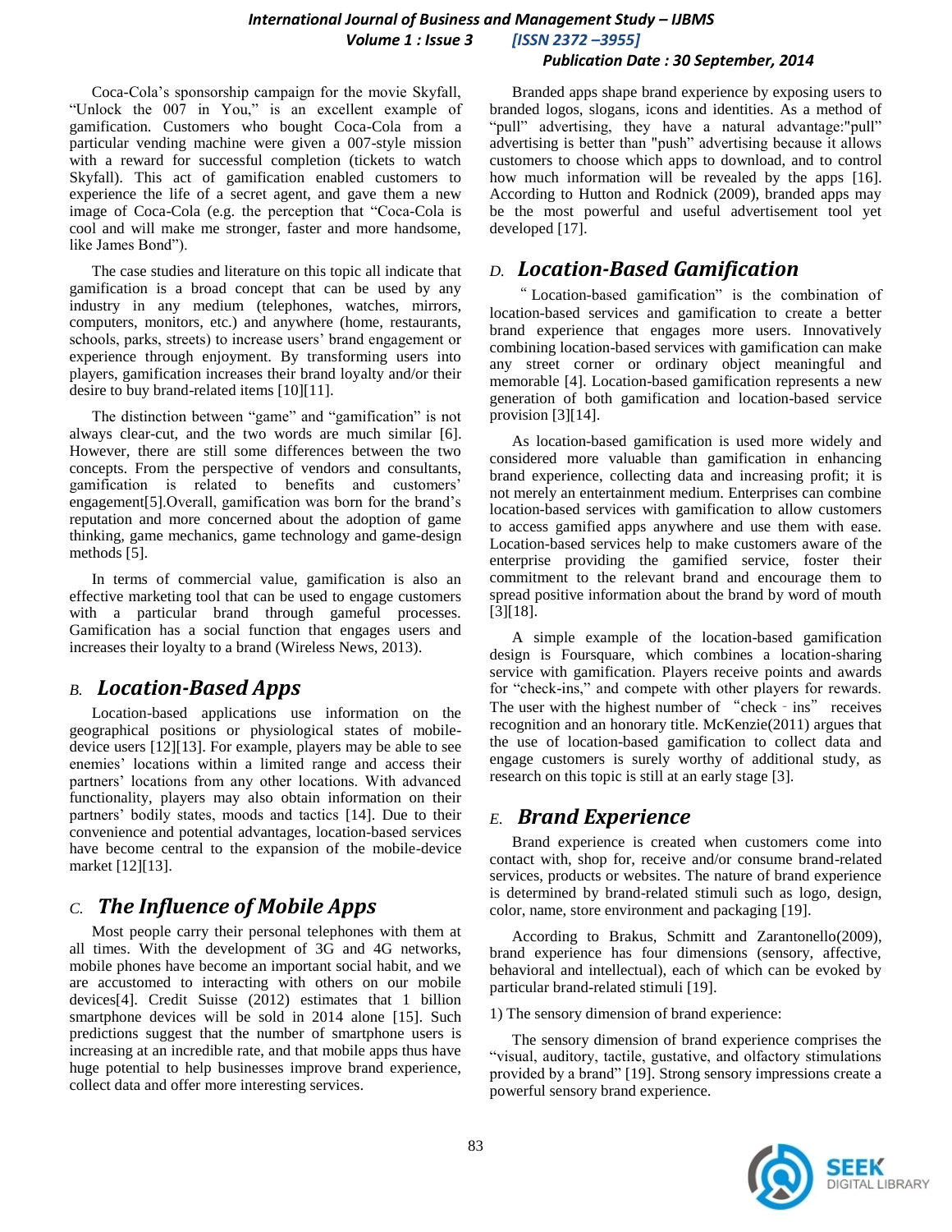Coca-Cola's sponsorship campaign for the movie Skyfall, "Unlock the 007 in You," is an excellent example of gamification. Customers who bought Coca-Cola from a particular vending machine were given a 007-style mission with a reward for successful completion (tickets to watch Skyfall). This act of gamification enabled customers to experience the life of a secret agent, and gave them a new image of Coca-Cola (e.g. the perception that "Coca-Cola is cool and will make me stronger, faster and more handsome, like James Bond").

The case studies and literature on this topic all indicate that gamification is a broad concept that can be used by any industry in any medium (telephones, watches, mirrors, computers, monitors, etc.) and anywhere (home, restaurants, schools, parks, streets) to increase users' brand engagement or experience through enjoyment. By transforming users into players, gamification increases their brand loyalty and/or their desire to buy brand-related items [10][11].

The distinction between "game" and "gamification" is not always clear-cut, and the two words are much similar [6]. However, there are still some differences between the two concepts. From the perspective of vendors and consultants, gamification is related to benefits and customers' engagement[5].Overall, gamification was born for the brand's reputation and more concerned about the adoption of game thinking, game mechanics, game technology and game-design methods [5].

In terms of commercial value, gamification is also an effective marketing tool that can be used to engage customers with a particular brand through gameful processes. Gamification has a social function that engages users and increases their loyalty to a brand (Wireless News, 2013).

## B. *Location-Based Apps*

Location-based applications use information on the geographical positions or physiological states of mobile-device users [12][13]. For example, players may be able to see enemies' locations within a limited range and access their partners' locations from any other locations. With advanced functionality, players may also obtain information on their partners' bodily states, moods and tactics [14]. Due to their convenience and potential advantages, location-based services have become central to the expansion of the mobile-device market [12][13].

## C. *The Influence of Mobile Apps*

Most people carry their personal telephones with them at all times. With the development of 3G and 4G networks, mobile phones have become an important social habit, and we are accustomed to interacting with others on our mobile devices[4]. Credit Suisse (2012) estimates that 1 billion smartphone devices will be sold in 2014 alone [15]. Such predictions suggest that the number of smartphone users is increasing at an incredible rate, and that mobile apps thus have huge potential to help businesses improve brand experience, collect data and offer more interesting services.

Branded apps shape brand experience by exposing users to branded logos, slogans, icons and identities. As a method of "pull" advertising, they have a natural advantage:"pull" advertising is better than "push" advertising because it allows customers to choose which apps to download, and to control how much information will be revealed by the apps [16]. According to Hutton and Rodnick (2009), branded apps may be the most powerful and useful advertisement tool yet developed [17].

## D. *Location-Based Gamification*

"Location-based gamification" is the combination of location-based services and gamification to create a better brand experience that engages more users. Innovatively combining location-based services with gamification can make any street corner or ordinary object meaningful and memorable [4]. Location-based gamification represents a new generation of both gamification and location-based service provision [3][14].

As location-based gamification is used more widely and considered more valuable than gamification in enhancing brand experience, collecting data and increasing profit; it is not merely an entertainment medium. Enterprises can combine location-based services with gamification to allow customers to access gamified apps anywhere and use them with ease. Location-based services help to make customers aware of the enterprise providing the gamified service, foster their commitment to the relevant brand and encourage them to spread positive information about the brand by word of mouth [3][18].

A simple example of the location-based gamification design is Foursquare, which combines a location-sharing service with gamification. Players receive points and awards for "check-ins," and compete with other players for rewards. The user with the highest number of "check‐ins" receives recognition and an honorary title. McKenzie(2011) argues that the use of location-based gamification to collect data and engage customers is surely worthy of additional study, as research on this topic is still at an early stage [3].

## E. *Brand Experience*

Brand experience is created when customers come into contact with, shop for, receive and/or consume brand-related services, products or websites. The nature of brand experience is determined by brand-related stimuli such as logo, design, color, name, store environment and packaging [19].

According to Brakus, Schmitt and Zarantonello(2009), brand experience has four dimensions (sensory, affective, behavioral and intellectual), each of which can be evoked by particular brand-related stimuli [19].

1) The sensory dimension of brand experience:

The sensory dimension of brand experience comprises the "visual, auditory, tactile, gustative, and olfactory stimulations provided by a brand" [19]. Strong sensory impressions create a powerful sensory brand experience.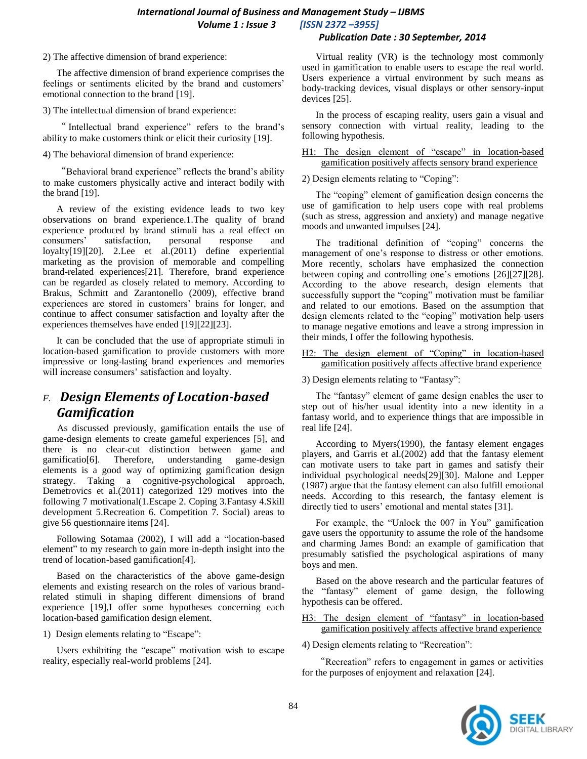2) The affective dimension of brand experience:

The affective dimension of brand experience comprises the feelings or sentiments elicited by the brand and customers' emotional connection to the brand [19].

3) The intellectual dimension of brand experience:

" Intellectual brand experience" refers to the brand's ability to make customers think or elicit their curiosity [19].

4) The behavioral dimension of brand experience:

"Behavioral brand experience" reflects the brand's ability to make customers physically active and interact bodily with the brand [19].

A review of the existing evidence leads to two key observations on brand experience.1.The quality of brand experience produced by brand stimuli has a real effect on consumers' satisfaction, personal response and loyalty[19][20]. 2.Lee et al.(2011) define experiential marketing as the provision of memorable and compelling brand-related experiences[21]. Therefore, brand experience can be regarded as closely related to memory. According to Brakus, Schmitt and Zarantonello (2009), effective brand experiences are stored in customers' brains for longer, and continue to affect consumer satisfaction and loyalty after the experiences themselves have ended [19][22][23].

It can be concluded that the use of appropriate stimuli in location-based gamification to provide customers with more impressive or long-lasting brand experiences and memories will increase consumers' satisfaction and loyalty.

## F. *Design Elements of Location-based Gamification*

As discussed previously, gamification entails the use of game-design elements to create gameful experiences [5], and there is no clear-cut distinction between game and gamificatio[6]. Therefore, understanding game-design elements is a good way of optimizing gamification design strategy. Taking a cognitive-psychological approach, Demetrovics et al.(2011) categorized 129 motives into the following 7 motivational(1.Escape 2. Coping 3.Fantasy 4.Skill development 5.Recreation 6. Competition 7. Social) areas to give 56 questionnaire items [24].

Following Sotamaa (2002), I will add a "location-based element" to my research to gain more in-depth insight into the trend of location-based gamification[4].

Based on the characteristics of the above game-design elements and existing research on the roles of various brand-related stimuli in shaping different dimensions of brand experience [19],I offer some hypotheses concerning each location-based gamification design element.

1) Design elements relating to "Escape":

Users exhibiting the "escape" motivation wish to escape reality, especially real-world problems [24].

Virtual reality (VR) is the technology most commonly used in gamification to enable users to escape the real world. Users experience a virtual environment by such means as body-tracking devices, visual displays or other sensory-input devices [25].

In the process of escaping reality, users gain a visual and sensory connection with virtual reality, leading to the following hypothesis.

<u>H1: The design element of "escape" in location-based gamification positively affects sensory brand experience</u>

2) Design elements relating to "Coping":

The "coping" element of gamification design concerns the use of gamification to help users cope with real problems (such as stress, aggression and anxiety) and manage negative moods and unwanted impulses [24].

The traditional definition of "coping" concerns the management of one's response to distress or other emotions. More recently, scholars have emphasized the connection between coping and controlling one's emotions [26][27][28]. According to the above research, design elements that successfully support the "coping" motivation must be familiar and related to our emotions. Based on the assumption that design elements related to the "coping" motivation help users to manage negative emotions and leave a strong impression in their minds, I offer the following hypothesis.

<u>H2: The design element of "Coping" in location-based gamification positively affects affective brand experience</u>

3) Design elements relating to "Fantasy":

The "fantasy" element of game design enables the user to step out of his/her usual identity into a new identity in a fantasy world, and to experience things that are impossible in real life [24].

According to Myers(1990), the fantasy element engages players, and Garris et al.(2002) add that the fantasy element can motivate users to take part in games and satisfy their individual psychological needs[29][30]. Malone and Lepper (1987) argue that the fantasy element can also fulfill emotional needs. According to this research, the fantasy element is directly tied to users' emotional and mental states [31].

For example, the "Unlock the 007 in You" gamification gave users the opportunity to assume the role of the handsome and charming James Bond: an example of gamification that presumably satisfied the psychological aspirations of many boys and men.

Based on the above research and the particular features of the "fantasy" element of game design, the following hypothesis can be offered.

<u>H3: The design element of "fantasy" in location-based gamification positively affects affective brand experience</u>

4) Design elements relating to "Recreation":

"Recreation" refers to engagement in games or activities for the purposes of enjoyment and relaxation [24].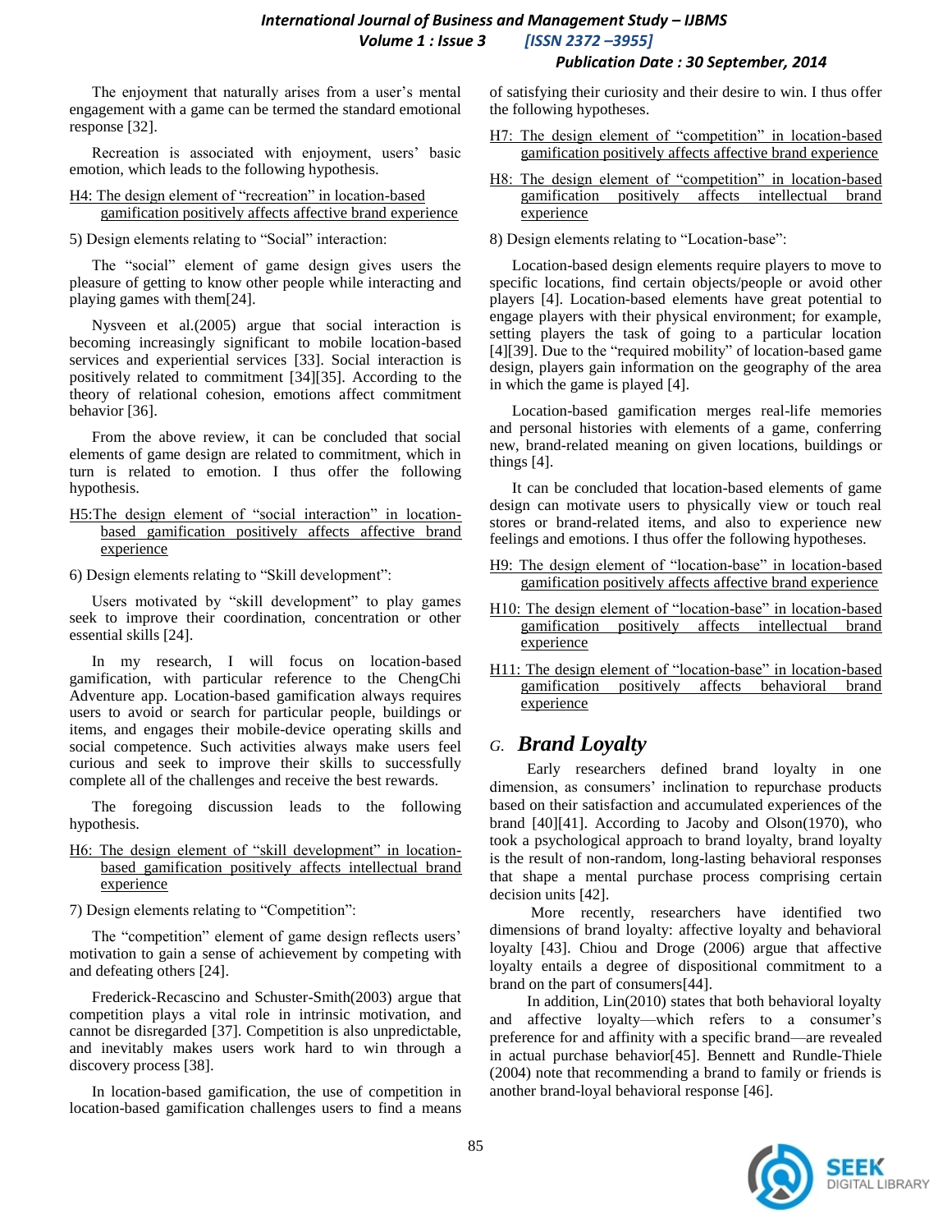The enjoyment that naturally arises from a user's mental engagement with a game can be termed the standard emotional response [32].

Recreation is associated with enjoyment, users' basic emotion, which leads to the following hypothesis.

H4: The design element of "recreation" in location-based gamification positively affects affective brand experience

5) Design elements relating to "Social" interaction:

The "social" element of game design gives users the pleasure of getting to know other people while interacting and playing games with them[24].

Nysveen et al.(2005) argue that social interaction is becoming increasingly significant to mobile location-based services and experiential services [33]. Social interaction is positively related to commitment [34][35]. According to the theory of relational cohesion, emotions affect commitment behavior [36].

From the above review, it can be concluded that social elements of game design are related to commitment, which in turn is related to emotion. I thus offer the following hypothesis.

H5:The design element of "social interaction" in location-based gamification positively affects affective brand experience

6) Design elements relating to "Skill development":

Users motivated by "skill development" to play games seek to improve their coordination, concentration or other essential skills [24].

In my research, I will focus on location-based gamification, with particular reference to the ChengChi Adventure app. Location-based gamification always requires users to avoid or search for particular people, buildings or items, and engages their mobile-device operating skills and social competence. Such activities always make users feel curious and seek to improve their skills to successfully complete all of the challenges and receive the best rewards.

The foregoing discussion leads to the following hypothesis.

H6: The design element of "skill development" in location-based gamification positively affects intellectual brand experience

7) Design elements relating to "Competition":

The "competition" element of game design reflects users' motivation to gain a sense of achievement by competing with and defeating others [24].

Frederick-Recascino and Schuster-Smith(2003) argue that competition plays a vital role in intrinsic motivation, and cannot be disregarded [37]. Competition is also unpredictable, and inevitably makes users work hard to win through a discovery process [38].

In location-based gamification, the use of competition in location-based gamification challenges users to find a means of satisfying their curiosity and their desire to win. I thus offer the following hypotheses.

H7: The design element of "competition" in location-based gamification positively affects affective brand experience

H8: The design element of "competition" in location-based gamification positively affects intellectual brand experience

8) Design elements relating to "Location-base":

Location-based design elements require players to move to specific locations, find certain objects/people or avoid other players [4]. Location-based elements have great potential to engage players with their physical environment; for example, setting players the task of going to a particular location [4][39]. Due to the "required mobility" of location-based game design, players gain information on the geography of the area in which the game is played [4].

Location-based gamification merges real-life memories and personal histories with elements of a game, conferring new, brand-related meaning on given locations, buildings or things [4].

It can be concluded that location-based elements of game design can motivate users to physically view or touch real stores or brand-related items, and also to experience new feelings and emotions. I thus offer the following hypotheses.

H9: The design element of "location-base" in location-based gamification positively affects affective brand experience

H10: The design element of "location-base" in location-based gamification positively affects intellectual brand experience

H11: The design element of "location-base" in location-based gamification positively affects behavioral brand experience

## G. *Brand Loyalty*

Early researchers defined brand loyalty in one dimension, as consumers' inclination to repurchase products based on their satisfaction and accumulated experiences of the brand [40][41]. According to Jacoby and Olson(1970), who took a psychological approach to brand loyalty, brand loyalty is the result of non-random, long-lasting behavioral responses that shape a mental purchase process comprising certain decision units [42].

More recently, researchers have identified two dimensions of brand loyalty: affective loyalty and behavioral loyalty [43]. Chiou and Droge (2006) argue that affective loyalty entails a degree of dispositional commitment to a brand on the part of consumers[44].

In addition, Lin(2010) states that both behavioral loyalty and affective loyalty—which refers to a consumer's preference for and affinity with a specific brand—are revealed in actual purchase behavior[45]. Bennett and Rundle-Thiele (2004) note that recommending a brand to family or friends is another brand-loyal behavioral response [46].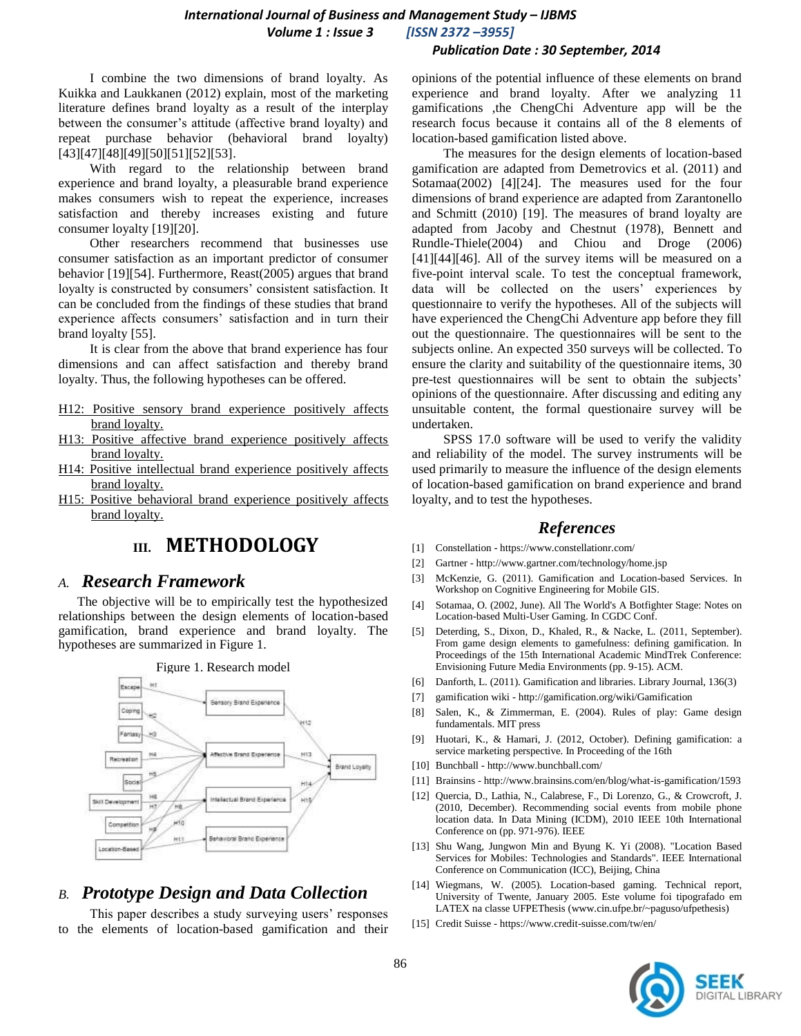I combine the two dimensions of brand loyalty. As Kuikka and Laukkanen (2012) explain, most of the marketing literature defines brand loyalty as a result of the interplay between the consumer's attitude (affective brand loyalty) and repeat purchase behavior (behavioral brand loyalty) [43][47][48][49][50][51][52][53].

With regard to the relationship between brand experience and brand loyalty, a pleasurable brand experience makes consumers wish to repeat the experience, increases satisfaction and thereby increases existing and future consumer loyalty [19][20].

Other researchers recommend that businesses use consumer satisfaction as an important predictor of consumer behavior [19][54]. Furthermore, Reast(2005) argues that brand loyalty is constructed by consumers' consistent satisfaction. It can be concluded from the findings of these studies that brand experience affects consumers' satisfaction and in turn their brand loyalty [55].

It is clear from the above that brand experience has four dimensions and can affect satisfaction and thereby brand loyalty. Thus, the following hypotheses can be offered.

H12: Positive sensory brand experience positively affects brand loyalty.

H13: Positive affective brand experience positively affects brand loyalty.

H14: Positive intellectual brand experience positively affects brand loyalty.

H15: Positive behavioral brand experience positively affects brand loyalty.

# III. METHODOLOGY

## A. Research Framework

The objective will be to empirically test the hypothesized relationships between the design elements of location-based gamification, brand experience and brand loyalty. The hypotheses are summarized in Figure 1.

Figure 1. Research model

## B. Prototype Design and Data Collection

This paper describes a study surveying users' responses to the elements of location-based gamification and their opinions of the potential influence of these elements on brand experience and brand loyalty. After we analyzing 11 gamifications ,the ChengChi Adventure app will be the research focus because it contains all of the 8 elements of location-based gamification listed above.

The measures for the design elements of location-based gamification are adapted from Demetrovics et al. (2011) and Sotamaa(2002) [4][24]. The measures used for the four dimensions of brand experience are adapted from Zarantonello and Schmitt (2010) [19]. The measures of brand loyalty are adapted from Jacoby and Chestnut (1978), Bennett and Rundle-Thiele(2004) and Chiou and Droge (2006) [41][44][46]. All of the survey items will be measured on a five-point interval scale. To test the conceptual framework, data will be collected on the users' experiences by questionnaire to verify the hypotheses. All of the subjects will have experienced the ChengChi Adventure app before they fill out the questionnaire. The questionnaires will be sent to the subjects online. An expected 350 surveys will be collected. To ensure the clarity and suitability of the questionnaire items, 30 pre-test questionnaires will be sent to obtain the subjects' opinions of the questionnaire. After discussing and editing any unsuitable content, the formal questionaire survey will be undertaken.

SPSS 17.0 software will be used to verify the validity and reliability of the model. The survey instruments will be used primarily to measure the influence of the design elements of location-based gamification on brand experience and brand loyalty, and to test the hypotheses.

## References

[1] Constellation - https://www.constellationr.com/

[2] Gartner - http://www.gartner.com/technology/home.jsp

[3] McKenzie, G. (2011). Gamification and Location-based Services. In Workshop on Cognitive Engineering for Mobile GIS.

[4] Sotamaa, O. (2002, June). All The World's A Botfighter Stage: Notes on Location-based Multi-User Gaming. In CGDC Conf.

[5] Deterding, S., Dixon, D., Khaled, R., & Nacke, L. (2011, September). From game design elements to gamefulness: defining gamification. In Proceedings of the 15th International Academic MindTrek Conference: Envisioning Future Media Environments (pp. 9-15). ACM.

[6] Danforth, L. (2011). Gamification and libraries. Library Journal, 136(3)

[7] gamification wiki - http://gamification.org/wiki/Gamification

[8] Salen, K., & Zimmerman, E. (2004). Rules of play: Game design fundamentals. MIT press

[9] Huotari, K., & Hamari, J. (2012, October). Defining gamification: a service marketing perspective. In Proceeding of the 16th

[10] Bunchball - http://www.bunchball.com/

[11] Brainsins - http://www.brainsins.com/en/blog/what-is-gamification/1593

[12] Quercia, D., Lathia, N., Calabrese, F., Di Lorenzo, G., & Crowcroft, J. (2010, December). Recommending social events from mobile phone location data. In Data Mining (ICDM), 2010 IEEE 10th International Conference on (pp. 971-976). IEEE

[13] Shu Wang, Jungwon Min and Byung K. Yi (2008). "Location Based Services for Mobiles: Technologies and Standards". IEEE International Conference on Communication (ICC), Beijing, China

[14] Wiegmans, W. (2005). Location-based gaming. Technical report, University of Twente, January 2005. Este volume foi tipografado em LATEX na classe UFPEThesis (www.cin.ufpe.br/~paguso/ufpethesis)

[15] Credit Suisse - https://www.credit-suisse.com/tw/en/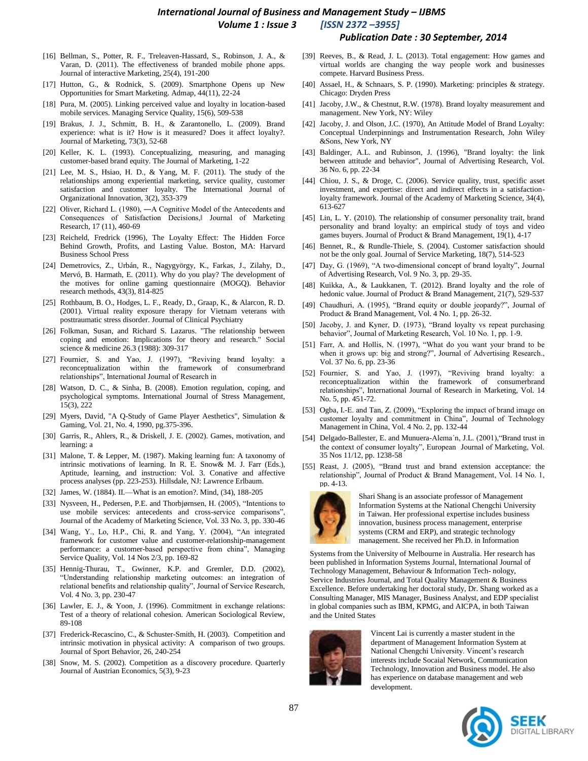[16] Bellman, S., Potter, R. F., Treleaven-Hassard, S., Robinson, J. A., & Varan, D. (2011). The effectiveness of branded mobile phone apps. Journal of interactive Marketing, 25(4), 191-200

[17] Hutton, G., & Rodnick, S. (2009). Smartphone Opens up New Opportunities for Smart Marketing. Admap, 44(11), 22-24

[18] Pura, M. (2005). Linking perceived value and loyalty in location-based mobile services. Managing Service Quality, 15(6), 509-538

[19] Brakus, J. J., Schmitt, B. H., & Zarantonello, L. (2009). Brand experience: what is it? How is it measured? Does it affect loyalty?. Journal of Marketing, 73(3), 52-68

[20] Keller, K. L. (1993). Conceptualizing, measuring, and managing customer-based brand equity. The Journal of Marketing, 1-22

[21] Lee, M. S., Hsiao, H. D., & Yang, M. F. (2011). The study of the relationships among experiential marketing, service quality, customer satisfaction and customer loyalty. The International Journal of Organizational Innovation, 3(2), 353-379

[22] Oliver, Richard L. (1980), ―A Cognitive Model of the Antecedents and Consequences of Satisfaction Decisions,‖ Journal of Marketing Research, 17 (11), 460-69

[23] Reicheld, Fredrick (1996), The Loyalty Effect: The Hidden Force Behind Growth, Profits, and Lasting Value. Boston, MA: Harvard Business School Press

[24] Demetrovics, Z., Urbán, R., Nagygyörgy, K., Farkas, J., Zilahy, D., Mervó, B. Harmath, E. (2011). Why do you play? The development of the motives for online gaming questionnaire (MOGQ). Behavior research methods, 43(3), 814-825

[25] Rothbaum, B. O., Hodges, L. F., Ready, D., Graap, K., & Alarcon, R. D. (2001). Virtual reality exposure therapy for Vietnam veterans with posttraumatic stress disorder. Journal of Clinical Psychiatry

[26] Folkman, Susan, and Richard S. Lazarus. "The relationship between coping and emotion: Implications for theory and research." Social science & medicine 26.3 (1988): 309-317

[27] Fournier, S. and Yao, J. (1997), "Reviving brand loyalty: a reconceptualization within the framework of consumerbrand relationships", International Journal of Research in

[28] Watson, D. C., & Sinha, B. (2008). Emotion regulation, coping, and psychological symptoms. International Journal of Stress Management, 15(3), 222

[29] Myers, David, "A Q-Study of Game Player Aesthetics", Simulation & Gaming, Vol. 21, No. 4, 1990, pg.375-396.

[30] Garris, R., Ahlers, R., & Driskell, J. E. (2002). Games, motivation, and learning: a

[31] Malone, T. & Lepper, M. (1987). Making learning fun: A taxonomy of intrinsic motivations of learning. In R. E. Snow& M. J. Farr (Eds.), Aptitude, learning, and instruction: Vol. 3. Conative and affective process analyses (pp. 223-253). Hillsdale, NJ: Lawrence Erlbaum.

[32] James, W. (1884). II.—What is an emotion?. Mind, (34), 188-205

[33] Nysveen, H., Pedersen, P.E. and Thorbjørnsen, H. (2005), "Intentions to use mobile services: antecedents and cross-service comparisons", Journal of the Academy of Marketing Science, Vol. 33 No. 3, pp. 330-46

[34] Wang, Y., Lo, H.P., Chi, R. and Yang, Y. (2004), "An integrated framework for customer value and customer-relationship-management performance: a customer-based perspective from china", Managing Service Quality, Vol. 14 Nos 2/3, pp. 169-82

[35] Hennig-Thurau, T., Gwinner, K.P. and Gremler, D.D. (2002), "Understanding relationship marketing outcomes: an integration of relational benefits and relationship quality", Journal of Service Research, Vol. 4 No. 3, pp. 230-47

[36] Lawler, E. J., & Yoon, J. (1996). Commitment in exchange relations: Test of a theory of relational cohesion. American Sociological Review, 89-108

[37] Frederick-Recascino, C., & Schuster-Smith, H. (2003). Competition and intrinsic motivation in physical activity: A comparison of two groups. Journal of Sport Behavior, 26, 240-254

[38] Snow, M. S. (2002). Competition as a discovery procedure. Quarterly Journal of Austrian Economics, 5(3), 9-23

[39] Reeves, B., & Read, J. L. (2013). Total engagement: How games and virtual worlds are changing the way people work and businesses compete. Harvard Business Press.

[40] Assael, H., & Schnaars, S. P. (1990). Marketing: principles & strategy. Chicago: Dryden Press

[41] Jacoby, J.W., & Chestnut, R.W. (1978). Brand loyalty measurement and management. New York, NY: Wiley

[42] Jacoby, J. and Olson, J.C. (1970), An Attitude Model of Brand Loyalty: Conceptual Underpinnings and Instrumentation Research, John Wiley &Sons, New York, NY

[43] Baldinger, A.L. and Rubinson, J. (1996), "Brand loyalty: the link between attitude and behavior", Journal of Advertising Research, Vol. 36 No. 6, pp. 22-34

[44] Chiou, J. S., & Droge, C. (2006). Service quality, trust, specific asset investment, and expertise: direct and indirect effects in a satisfaction-loyalty framework. Journal of the Academy of Marketing Science, 34(4), 613-627

[45] Lin, L. Y. (2010). The relationship of consumer personality trait, brand personality and brand loyalty: an empirical study of toys and video games buyers. Journal of Product & Brand Management, 19(1), 4-17

[46] Bennet, R., & Rundle-Thiele, S. (2004). Customer satisfaction should not be the only goal. Journal of Service Marketing, 18(7), 514-523

[47] Day, G. (1969), "A two-dimensional concept of brand loyalty", Journal of Advertising Research, Vol. 9 No. 3, pp. 29-35.

[48] Kuikka, A., & Laukkanen, T. (2012). Brand loyalty and the role of hedonic value. Journal of Product & Brand Management, 21(7), 529-537

[49] Chaudhuri, A. (1995), "Brand equity or double jeopardy?", Journal of Product & Brand Management, Vol. 4 No. 1, pp. 26-32.

[50] Jacoby, J. and Kyner, D. (1973), "Brand loyalty vs repeat purchasing behavior", Journal of Marketing Research, Vol. 10 No. 1, pp. 1-9.

[51] Farr, A. and Hollis, N. (1997), "What do you want your brand to be when it grows up: big and strong?", Journal of Advertising Research., Vol. 37 No. 6, pp. 23-36

[52] Fournier, S. and Yao, J. (1997), "Reviving brand loyalty: a reconceptualization within the framework of consumerbrand relationships", International Journal of Research in Marketing, Vol. 14 No. 5, pp. 451-72.

[53] Ogba, I.-E. and Tan, Z. (2009), "Exploring the impact of brand image on customer loyalty and commitment in China", Journal of Technology Management in China, Vol. 4 No. 2, pp. 132-44

[54] Delgado-Ballester, E. and Munuera-Alema´n, J.L. (2001),"Brand trust in the context of consumer loyalty", European Journal of Marketing, Vol. 35 Nos 11/12, pp. 1238-58

[55] Reast, J. (2005), "Brand trust and brand extension acceptance: the relationship", Journal of Product & Brand Management, Vol. 14 No. 1, pp. 4-13.

Shari Shang is an associate professor of Management Information Systems at the National Chengchi University in Taiwan. Her professional expertise includes business innovation, business process management, enterprise systems (CRM and ERP), and strategic technology management. She received her Ph.D. in Information Systems from the University of Melbourne in Australia. Her research has been published in Information Systems Journal, International Journal of Technology Management, Behaviour & Information Tech- nology, Service Industries Journal, and Total Quality Management & Business Excellence. Before undertaking her doctoral study, Dr. Shang worked as a Consulting Manager, MIS Manager, Business Analyst, and EDP specialist in global companies such as IBM, KPMG, and AICPA, in both Taiwan and the United States

Vincent Lai is currently a master student in the department of Management Information System at National Chengchi University. Vincent's research interests include Socaial Network, Communication Technology, Innovation and Business model. He also has experience on database management and web development.